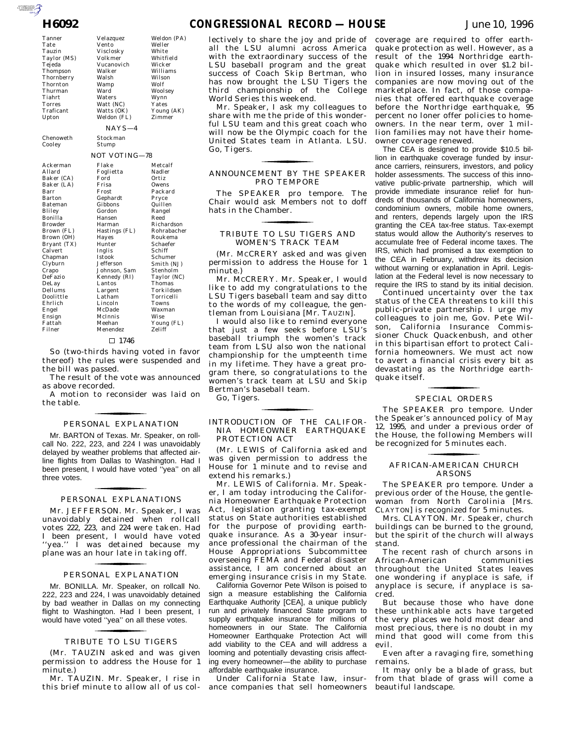| Tanner | Velazquez | Weldon (PA) |
|---|---|---|
| Tate | Vento | Weller |
| Tauzin | Visclosky | White |
| Taylor (MS) | Volkmer | Whitfield |
| Tejeda | Vucanovich | Wicker |
| Thompson | Walker | Williams |
| Thornberry | Walsh | Wilson |
| Thornton | Wamp | Wolf |
| Thurman | Ward | Woolsey |
| Tiahrt | Waters | Wynn |
| Torres | Watt (NC) | Yates |
| Traficant | Watts (OK) | Young (AK) |
| Upton | Weldon (FL) | Zimmer |

NAYS—4

| Chenoweth | Stockman |
|---|---|
| Cooley | Stump |

NOT VOTING—78

| Ackerman | Flake | Metcalf |
|---|---|---|
| Allard | Foglietta | Nadler |
| Baker (CA) | Ford | Ortiz |
| Baker (LA) | Frisa | Owens |
| Barr | Frost | Packard |
| Barton | Gephardt | Pryce |
| Bateman | Gibbons | Quillen |
| Bliley | Gordon | Rangel |
| Bonilla | Hansen | Reed |
| Browder | Harman | Richardson |
| Brown (FL) | Hastings (FL) | Rohrabacher |
| Brown (OH) | Hayes | Roukema |
| Bryant (TX) | Hunter | Schaefer |
| Calvert | Inglis | Schiff |
| Chapman | Istook | Schumer |
| Clyburn | Jefferson | Smith (NJ) |
| Crapo | Johnson, Sam | Stenholm |
| DeFazio | Kennedy (RI) | Taylor (NC) |
| DeLay | Lantos | Thomas |
| Dellums | Largent | Torkildsen |
| Doolittle | Latham | Torricelli |
| Ehrlich | Lincoln | Towns |
| Engel | McDade | Waxman |
| Ensign | McInnis | Wise |
| Fattah | Meehan | Young (FL) |
| Filner | Menendez | Zeliff |

□ 1746

So (two-thirds having voted in favor thereof) the rules were suspended and the bill was passed.

The result of the vote was announced as above recorded.

A motion to reconsider was laid on the table.

## PERSONAL EXPLANATION

Mr. BARTON of Texas. Mr. Speaker, on rollcall No. 222, 223, and 224 I was unavoidably delayed by weather problems that affected airline flights from Dallas to Washington. Had I been present, I would have voted ''yea'' on all three votes.

## PERSONAL EXPLANATIONS

Mr. JEFFERSON. Mr. Speaker, I was unavoidably detained when rollcall votes 222, 223, and 224 were taken. Had I been present, I would have voted ''yea.'' I was detained because my plane was an hour late in taking off.

## PERSONAL EXPLANATION

Mr. BONILLA. Mr. Speaker, on rollcall No. 222, 223 and 224, I was unavoidably detained by bad weather in Dallas on my connecting flight to Washington. Had I been present, I would have voted ''yea'' on all these votes.

## TRIBUTE TO LSU TIGERS

(Mr. TAUZIN asked and was given permission to address the House for 1 minute.)

Mr. TAUZIN. Mr. Speaker, I rise in this brief minute to allow all of us collectively to share the joy and pride of all the LSU alumni across America with the extraordinary success of the LSU baseball program and the great success of Coach Skip Bertman, who has now brought the LSU Tigers the third championship of the College World Series this weekend.

Mr. Speaker, I ask my colleagues to share with me the pride of this wonderful LSU team and this great coach who will now be the Olympic coach for the United States team in Atlanta. LSU. Go, Tigers.

## ANNOUNCEMENT BY THE SPEAKER PRO TEMPORE

The SPEAKER pro tempore. The Chair would ask Members not to doff hats in the Chamber.

## TRIBUTE TO LSU TIGERS AND WOMEN'S TRACK TEAM

(Mr. MCCRERY asked and was given permission to address the House for 1 minute.)

Mr. MCCRERY. Mr. Speaker, I would like to add my congratulations to the LSU Tigers baseball team and say ditto to the words of my colleague, the gentleman from Louisiana [Mr. TAUZIN].

I would also like to remind everyone that just a few seeks before LSU's baseball triumph the women's track team from LSU also won the national championship for the umpteenth time in my lifetime. They have a great program there, so congratulations to the women's track team at LSU and Skip Bertman's baseball team.

Go, Tigers.

## INTRODUCTION OF THE CALIFORNIA HOMEOWNER EARTHQUAKE PROTECTION ACT

(Mr. LEWIS of California asked and was given permission to address the House for 1 minute and to revise and extend his remarks.)

Mr. LEWIS of California. Mr. Speaker, I am today introducing the California Homeowner Earthquake Protection Act, legislation granting tax-exempt status on State authorities established for the purpose of providing earthquake insurance. As a 30-year insurance professional the chairman of the House Appropriations Subcommittee overseeing FEMA and Federal disaster assistance, I am concerned about an emerging insurance crisis in my State.

California Governor Pete Wilson is poised to sign a measure establishing the California Earthquake Authority [CEA], a unique publicly run and privately financed State program to supply earthquake insurance for millions of homeowners in our State. The California Homeowner Earthquake Protection Act will add viability to the CEA and will address a looming and potentially devasting crisis affecting every homeowner—the ability to purchase affordable earthquake insurance.

Under California State law, insurance companies that sell homeowners coverage are required to offer earthquake protection as well. However, as a result of the 1994 Northridge earthquake which resulted in over $1.2 billion in insured losses, many insurance companies are now moving out of the marketplace. In fact, of those companies that offered earthquake coverage before the Northridge earthquake, 95 percent no loner offer policies to homeowners. In the near term, over 1 million families may not have their homeowner coverage renewed.

The CEA is designed to provide $10.5 billion in earthquake coverage funded by insurance carriers, reinsurers, investors, and policy holder assessments. The success of this innovative public-private partnership, which will provide immediate insurance relief for hundreds of thousands of California homeowners, condominium owners, mobile home owners, and renters, depends largely upon the IRS granting the CEA tax-free status. Tax-exempt status would allow the Authority's reserves to accumulate free of Federal income taxes. The IRS, which had promised a tax exemption to the CEA in February, withdrew its decision without warning or explanation in April. Legislation at the Federal level is now necessary to require the IRS to stand by its initial decision.

Continued uncertainty over the tax status of the CEA threatens to kill this public-private partnership. I urge my colleagues to join me, Gov. Pete Wilson, California Insurance Commissioner Chuck Quackenbush, and other in this bipartisan effort to protect California homeowners. We must act now to avert a financial crisis every bit as devastating as the Northridge earthquake itself.

## SPECIAL ORDERS

The SPEAKER pro tempore. Under the Speaker's announced policy of May 12, 1995, and under a previous order of the House, the following Members will be recognized for 5 minutes each.

## AFRICAN-AMERICAN CHURCH ARSONS

The SPEAKER pro tempore. Under a previous order of the House, the gentlewoman from North Carolina [Mrs. CLAYTON] is recognized for 5 minutes.

Mrs. CLAYTON. Mr. Speaker, church buildings can be burned to the ground, but the spirit of the church will always stand.

The recent rash of church arsons in African-American communities throughout the United States leaves one wondering if anyplace is safe, if anyplace is secure, if anyplace is sacred.

But because those who have done these unthinkable acts have targeted the very places we hold most dear and most precious, there is no doubt in my mind that good will come from this evil.

Even after a ravaging fire, something remains.

It may only be a blade of grass, but from that blade of grass will come a beautiful landscape.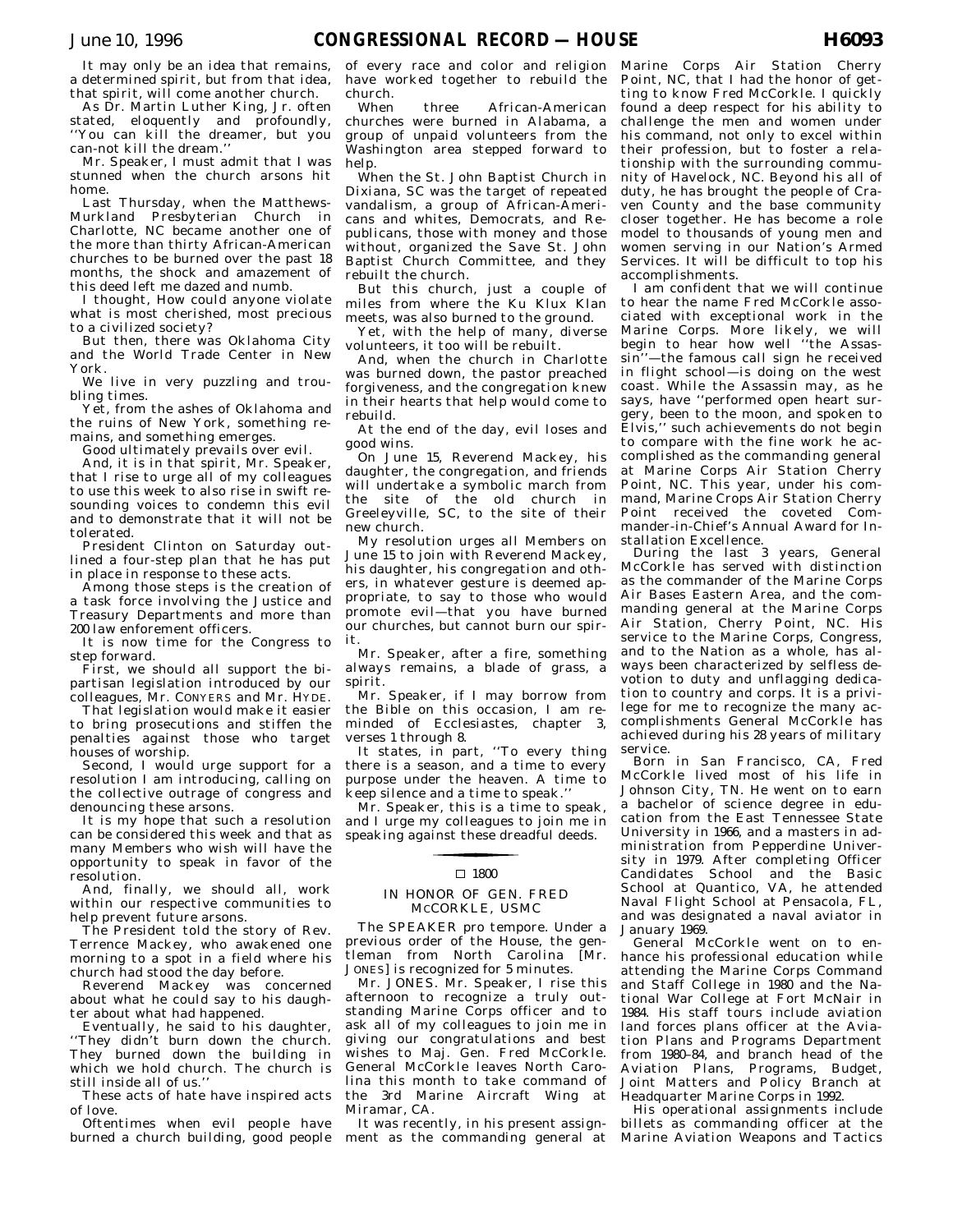It may only be an idea that remains, a determined spirit, but from that idea, that spirit, will come another church.

As Dr. Martin Luther King, Jr. often stated, eloquently and profoundly, ''You can kill the dreamer, but you can-not kill the dream.''

Mr. Speaker, I must admit that I was stunned when the church arsons hit home.

Last Thursday, when the Matthews-Murkland Presbyterian Church in Charlotte, NC became another one of the more than thirty African-American churches to be burned over the past 18 months, the shock and amazement of this deed left me dazed and numb.

I thought, How could anyone violate what is most cherished, most precious to a civilized society?

But then, there was Oklahoma City and the World Trade Center in New York.

We live in very puzzling and troubling times.

Yet, from the ashes of Oklahoma and the ruins of New York, something remains, and something emerges.

Good ultimately prevails over evil.

And, it is in that spirit, Mr. Speaker, that I rise to urge all of my colleagues to use this week to also rise in swift resounding voices to condemn this evil and to demonstrate that it will not be tolerated.

President Clinton on Saturday outlined a four-step plan that he has put in place in response to these acts.

Among those steps is the creation of a task force involving the Justice and Treasury Departments and more than 200 law enforcement officers.

It is now time for the Congress to step forward.

First, we should all support the bipartisan legislation introduced by our colleagues, Mr. CONYERS and Mr. HYDE.

That legislation would make it easier to bring prosecutions and stiffen the penalties against those who target houses of worship.

Second, I would urge support for a resolution I am introducing, calling on the collective outrage of congress and denouncing these arsons.

It is my hope that such a resolution can be considered this week and that as many Members who wish will have the opportunity to speak in favor of the resolution.

And, finally, we should all, work within our respective communities to help prevent future arsons.

The President told the story of Rev. Terrence Mackey, who awakened one morning to a spot in a field where his church had stood the day before.

Reverend Mackey was concerned about what he could say to his daughter about what had happened.

Eventually, he said to his daughter, ''They didn't burn down the church. They burned down the building in which we hold church. The church is still inside all of us.''

These acts of hate have inspired acts of love.

Oftentimes when evil people have burned a church building, good people of every race and color and religion have worked together to rebuild the church.

When three African-American churches were burned in Alabama, a group of unpaid volunteers from the Washington area stepped forward to help.

When the St. John Baptist Church in Dixiana, SC was the target of repeated vandalism, a group of African-Americans and whites, Democrats, and Republicans, those with money and those without, organized the Save St. John Baptist Church Committee, and they rebuilt the church.

But this church, just a couple of miles from where the Ku Klux Klan meets, was also burned to the ground.

Yet, with the help of many, diverse volunteers, it too will be rebuilt.

And, when the church in Charlotte was burned down, the pastor preached forgiveness, and the congregation knew in their hearts that help would come to rebuild.

At the end of the day, evil loses and good wins.

On June 15, Reverend Mackey, his daughter, the congregation, and friends will undertake a symbolic march from the site of the old church in Greeleyville, SC, to the site of their new church.

My resolution urges all Members on June 15 to join with Reverend Mackey, his daughter, his congregation and others, in whatever gesture is deemed appropriate, to say to those who would promote evil—that you have burned our churches, but cannot burn our spirit.

Mr. Speaker, after a fire, something always remains, a blade of grass, a spirit.

Mr. Speaker, if I may borrow from the Bible on this occasion, I am reminded of Ecclesiastes, chapter 3, verses 1 through 8.

It states, in part, ''To every thing there is a season, and a time to every purpose under the heaven. A time to keep silence and a time to speak.''

Mr. Speaker, this is a time to speak, and I urge my colleagues to join me in speaking against these dreadful deeds.

☐ 1800

## IN HONOR OF GEN. FRED McCORKLE, USMC

The SPEAKER pro tempore. Under a previous order of the House, the gentleman from North Carolina [Mr. JONES] is recognized for 5 minutes.

Mr. JONES. Mr. Speaker, I rise this afternoon to recognize a truly outstanding Marine Corps officer and to ask all of my colleagues to join me in giving our congratulations and best wishes to Maj. Gen. Fred McCorkle. General McCorkle leaves North Carolina this month to take command of the 3rd Marine Aircraft Wing at Miramar, CA.

It was recently, in his present assignment as the commanding general at Marine Corps Air Station Cherry Point, NC, that I had the honor of getting to know Fred McCorkle. I quickly found a deep respect for his ability to challenge the men and women under his command, not only to excel within their profession, but to foster a relationship with the surrounding community of Havelock, NC. Beyond his all of duty, he has brought the people of Craven County and the base community closer together. He has become a role model to thousands of young men and women serving in our Nation's Armed Services. It will be difficult to top his accomplishments.

I am confident that we will continue to hear the name Fred McCorkle associated with exceptional work in the Marine Corps. More likely, we will begin to hear how well ''the Assassin''—the famous call sign he received in flight school—is doing on the west coast. While the Assassin may, as he says, have ''performed open heart surgery, been to the moon, and spoken to Elvis,'' such achievements do not begin to compare with the fine work he accomplished as the commanding general at Marine Corps Air Station Cherry Point, NC. This year, under his command, Marine Crops Air Station Cherry Point received the coveted Commander-in-Chief's Annual Award for Installation Excellence.

During the last 3 years, General McCorkle has served with distinction as the commander of the Marine Corps Air Bases Eastern Area, and the commanding general at the Marine Corps Air Station, Cherry Point, NC. His service to the Marine Corps, Congress, and to the Nation as a whole, has always been characterized by selfless devotion to duty and unflagging dedication to country and corps. It is a privilege for me to recognize the many accomplishments General McCorkle has achieved during his 28 years of military service.

Born in San Francisco, CA, Fred McCorkle lived most of his life in Johnson City, TN. He went on to earn a bachelor of science degree in education from the East Tennessee State University in 1966, and a masters in administration from Pepperdine University in 1979. After completing Officer Candidates School and the Basic School at Quantico, VA, he attended Naval Flight School at Pensacola, FL, and was designated a naval aviator in January 1969.

General McCorkle went on to enhance his professional education while attending the Marine Corps Command and Staff College in 1980 and the National War College at Fort McNair in 1984. His staff tours include aviation land forces plans officer at the Aviation Plans and Programs Department from 1980–84, and branch head of the Aviation Plans, Programs, Budget, Joint Matters and Policy Branch at Headquarter Marine Corps in 1992.

His operational assignments include billets as commanding officer at the Marine Aviation Weapons and Tactics